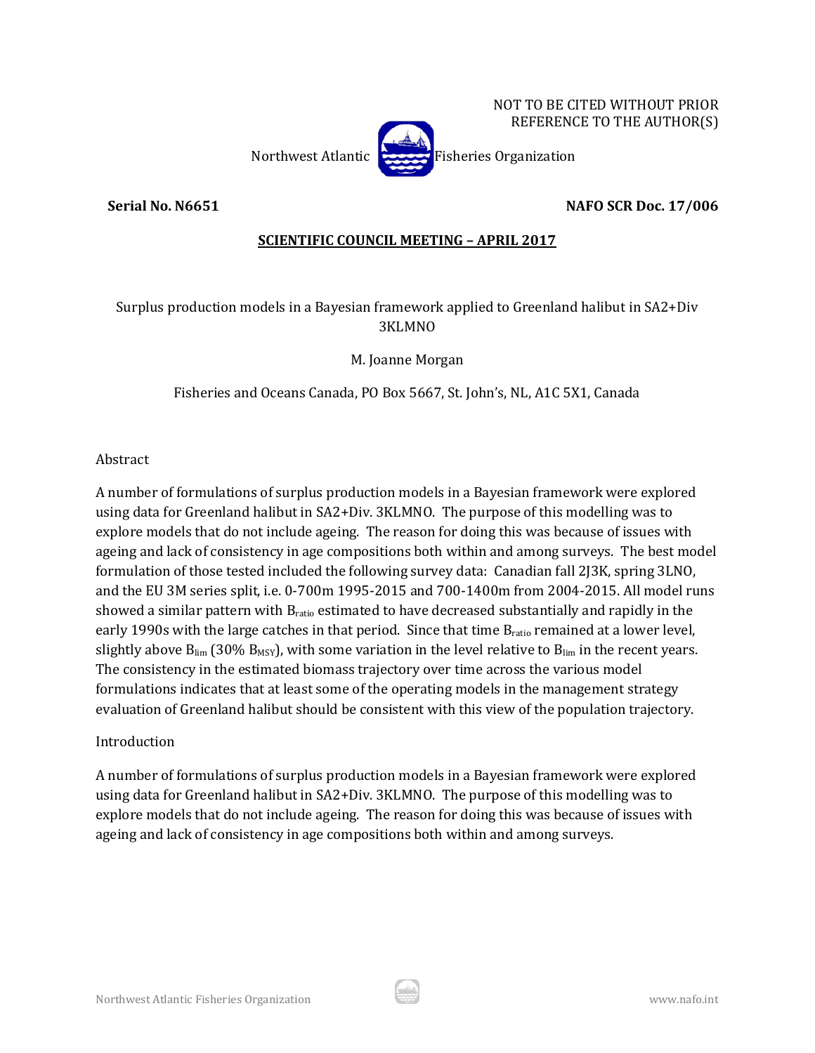NOT TO BE CITED WITHOUT PRIOR REFERENCE TO THE AUTHOR(S)

Northwest Atlantic Fisheries Organization

**Serial No. N6651** **NAFO SCR Doc. 17/006**

**SCIENTIFIC COUNCIL MEETING – APRIL 2017**

# Surplus production models in a Bayesian framework applied to Greenland halibut in SA2+Div 3KLMNO

M. Joanne Morgan

Fisheries and Oceans Canada, PO Box 5667, St. John's, NL, A1C 5X1, Canada

## Abstract

A number of formulations of surplus production models in a Bayesian framework were explored using data for Greenland halibut in SA2+Div. 3KLMNO. The purpose of this modelling was to explore models that do not include ageing. The reason for doing this was because of issues with ageing and lack of consistency in age compositions both within and among surveys. The best model formulation of those tested included the following survey data: Canadian fall 2J3K, spring 3LNO, and the EU 3M series split, i.e. 0-700m 1995-2015 and 700-1400m from 2004-2015. All model runs showed a similar pattern with $B_{ratio}$ estimated to have decreased substantially and rapidly in the early 1990s with the large catches in that period. Since that time $B_{ratio}$ remained at a lower level, slightly above $B_{lim}$ (30% $B_{MSY}$), with some variation in the level relative to $B_{lim}$ in the recent years. The consistency in the estimated biomass trajectory over time across the various model formulations indicates that at least some of the operating models in the management strategy evaluation of Greenland halibut should be consistent with this view of the population trajectory.

## Introduction

A number of formulations of surplus production models in a Bayesian framework were explored using data for Greenland halibut in SA2+Div. 3KLMNO. The purpose of this modelling was to explore models that do not include ageing. The reason for doing this was because of issues with ageing and lack of consistency in age compositions both within and among surveys.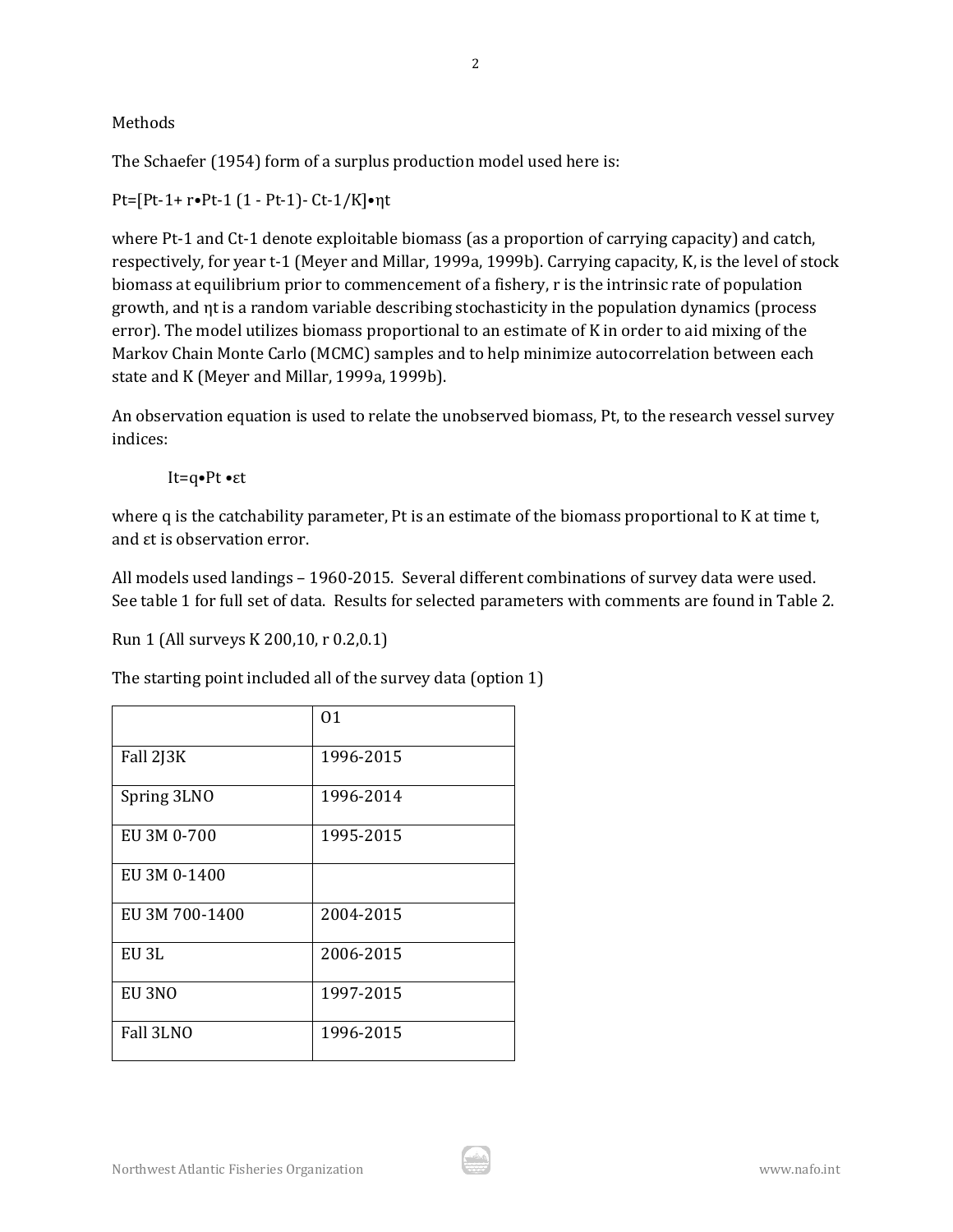## Methods

The Schaefer (1954) form of a surplus production model used here is:

$$P_t=[P_{t-1}+ r\bullet P_{t-1} (1 - P_{t-1})- C_{t-1}/K]\bullet \eta_t$$

where $P_{t-1}$ and $C_{t-1}$ denote exploitable biomass (as a proportion of carrying capacity) and catch, respectively, for year t-1 (Meyer and Millar, 1999a, 1999b). Carrying capacity, K, is the level of stock biomass at equilibrium prior to commencement of a fishery, r is the intrinsic rate of population growth, and $\eta_t$ is a random variable describing stochasticity in the population dynamics (process error). The model utilizes biomass proportional to an estimate of K in order to aid mixing of the Markov Chain Monte Carlo (MCMC) samples and to help minimize autocorrelation between each state and K (Meyer and Millar, 1999a, 1999b).

An observation equation is used to relate the unobserved biomass, $P_t$, to the research vessel survey indices:

$$I_t=q\bullet P_t \bullet\varepsilon_t$$

where q is the catchability parameter, $P_t$ is an estimate of the biomass proportional to K at time t, and $\varepsilon_t$ is observation error.

All models used landings – 1960-2015. Several different combinations of survey data were used. See table 1 for full set of data. Results for selected parameters with comments are found in Table 2.

Run 1 (All surveys K 200,10, r 0.2,0.1)

The starting point included all of the survey data (option 1)

| | O1 |
|---|---|
| Fall 2J3K | 1996-2015 |
| Spring 3LNO | 1996-2014 |
| EU 3M 0-700 | 1995-2015 |
| EU 3M 0-1400 | |
| EU 3M 700-1400 | 2004-2015 |
| EU 3L | 2006-2015 |
| EU 3NO | 1997-2015 |
| Fall 3LNO | 1996-2015 |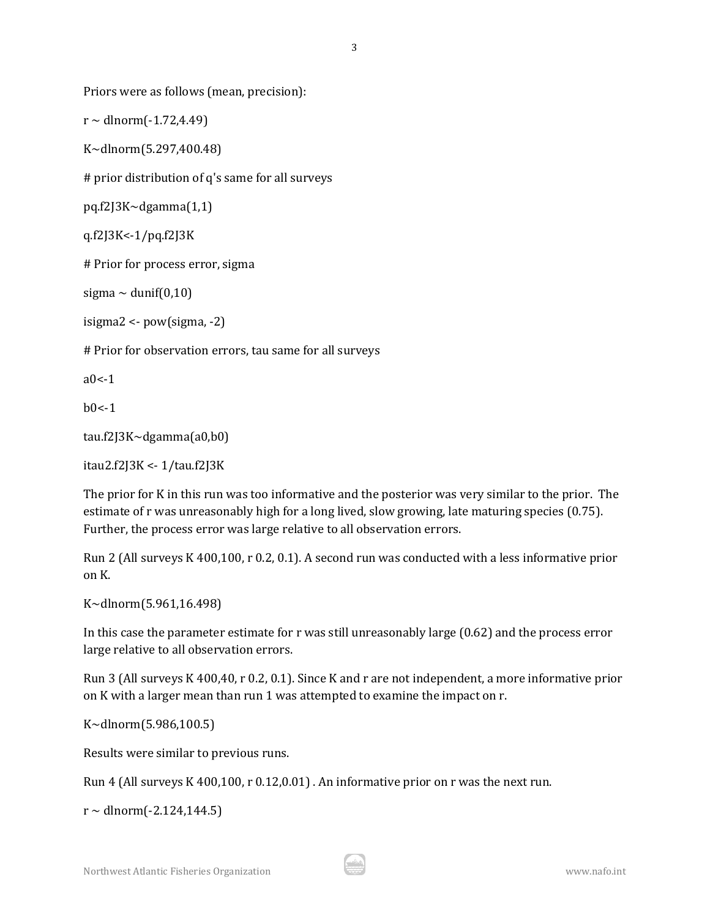Priors were as follows (mean, precision):

r ~ dlnorm(-1.72,4.49)

K~dlnorm(5.297,400.48)

# prior distribution of q's same for all surveys

pq.f2J3K~dgamma(1,1)

q.f2J3K<-1/pq.f2J3K

# Prior for process error, sigma

sigma ~ dunif(0,10)

isigma2 <- pow(sigma, -2)

# Prior for observation errors, tau same for all surveys

a0<-1

b0<-1

tau.f2J3K~dgamma(a0,b0)

itau2.f2J3K <- 1/tau.f2J3K

The prior for K in this run was too informative and the posterior was very similar to the prior. The estimate of r was unreasonably high for a long lived, slow growing, late maturing species (0.75). Further, the process error was large relative to all observation errors.

Run 2 (All surveys K 400,100, r 0.2, 0.1). A second run was conducted with a less informative prior on K.

K~dlnorm(5.961,16.498)

In this case the parameter estimate for r was still unreasonably large (0.62) and the process error large relative to all observation errors.

Run 3 (All surveys K 400,40, r 0.2, 0.1). Since K and r are not independent, a more informative prior on K with a larger mean than run 1 was attempted to examine the impact on r.

K~dlnorm(5.986,100.5)

Results were similar to previous runs.

Run 4 (All surveys K 400,100, r 0.12,0.01) . An informative prior on r was the next run.

r ~ dlnorm(-2.124,144.5)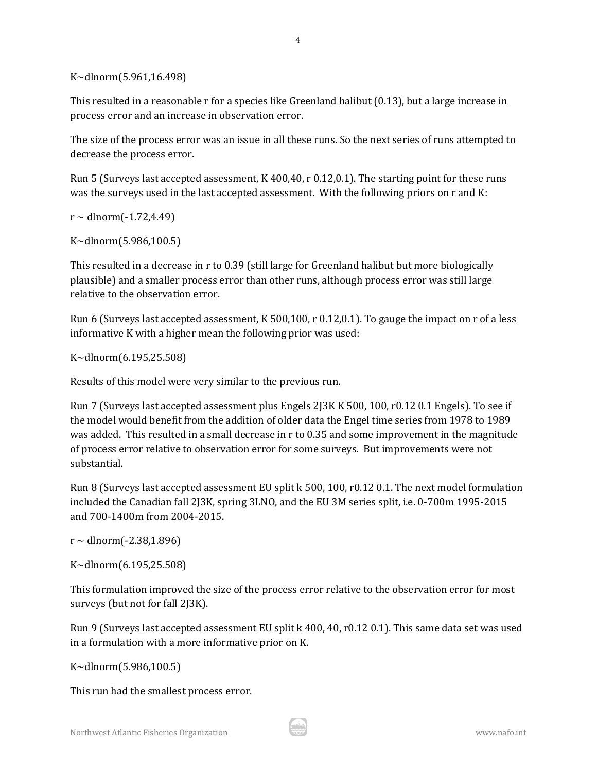K~dlnorm(5.961,16.498)

This resulted in a reasonable r for a species like Greenland halibut (0.13), but a large increase in process error and an increase in observation error.

The size of the process error was an issue in all these runs. So the next series of runs attempted to decrease the process error.

Run 5 (Surveys last accepted assessment, K 400,40, r 0.12,0.1). The starting point for these runs was the surveys used in the last accepted assessment. With the following priors on r and K:

r ~ dlnorm(-1.72,4.49)

K~dlnorm(5.986,100.5)

This resulted in a decrease in r to 0.39 (still large for Greenland halibut but more biologically plausible) and a smaller process error than other runs, although process error was still large relative to the observation error.

Run 6 (Surveys last accepted assessment, K 500,100, r 0.12,0.1). To gauge the impact on r of a less informative K with a higher mean the following prior was used:

K~dlnorm(6.195,25.508)

Results of this model were very similar to the previous run.

Run 7 (Surveys last accepted assessment plus Engels 2J3K K 500, 100, r0.12 0.1 Engels). To see if the model would benefit from the addition of older data the Engel time series from 1978 to 1989 was added. This resulted in a small decrease in r to 0.35 and some improvement in the magnitude of process error relative to observation error for some surveys. But improvements were not substantial.

Run 8 (Surveys last accepted assessment EU split k 500, 100, r0.12 0.1. The next model formulation included the Canadian fall 2J3K, spring 3LNO, and the EU 3M series split, i.e. 0-700m 1995-2015 and 700-1400m from 2004-2015.

r ~ dlnorm(-2.38,1.896)

K~dlnorm(6.195,25.508)

This formulation improved the size of the process error relative to the observation error for most surveys (but not for fall 2J3K).

Run 9 (Surveys last accepted assessment EU split k 400, 40, r0.12 0.1). This same data set was used in a formulation with a more informative prior on K.

K~dlnorm(5.986,100.5)

This run had the smallest process error.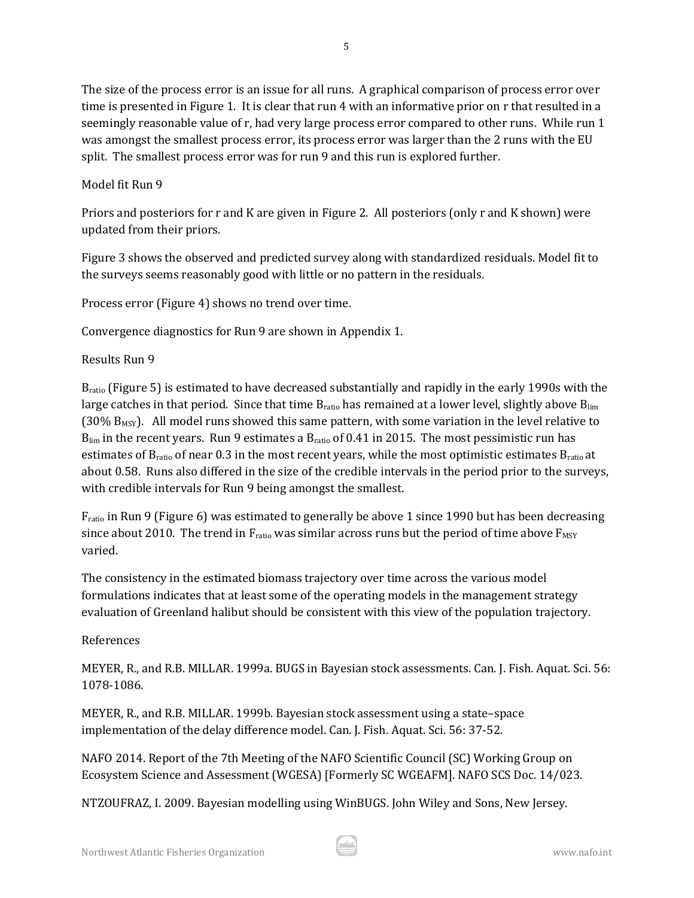The size of the process error is an issue for all runs. A graphical comparison of process error over time is presented in Figure 1. It is clear that run 4 with an informative prior on r that resulted in a seemingly reasonable value of r, had very large process error compared to other runs. While run 1 was amongst the smallest process error, its process error was larger than the 2 runs with the EU split. The smallest process error was for run 9 and this run is explored further.

Model fit Run 9

Priors and posteriors for r and K are given in Figure 2. All posteriors (only r and K shown) were updated from their priors.

Figure 3 shows the observed and predicted survey along with standardized residuals. Model fit to the surveys seems reasonably good with little or no pattern in the residuals.

Process error (Figure 4) shows no trend over time.

Convergence diagnostics for Run 9 are shown in Appendix 1.

Results Run 9

$B_{ratio}$ (Figure 5) is estimated to have decreased substantially and rapidly in the early 1990s with the large catches in that period. Since that time $B_{ratio}$ has remained at a lower level, slightly above $B_{lim}$ (30% $B_{MSY}$). All model runs showed this same pattern, with some variation in the level relative to $B_{lim}$ in the recent years. Run 9 estimates a $B_{ratio}$ of 0.41 in 2015. The most pessimistic run has estimates of $B_{ratio}$ of near 0.3 in the most recent years, while the most optimistic estimates $B_{ratio}$ at about 0.58. Runs also differed in the size of the credible intervals in the period prior to the surveys, with credible intervals for Run 9 being amongst the smallest.

$F_{ratio}$ in Run 9 (Figure 6) was estimated to generally be above 1 since 1990 but has been decreasing since about 2010. The trend in $F_{ratio}$ was similar across runs but the period of time above $F_{MSY}$ varied.

The consistency in the estimated biomass trajectory over time across the various model formulations indicates that at least some of the operating models in the management strategy evaluation of Greenland halibut should be consistent with this view of the population trajectory.

References

MEYER, R., and R.B. MILLAR. 1999a. BUGS in Bayesian stock assessments. Can. J. Fish. Aquat. Sci. 56: 1078-1086.

MEYER, R., and R.B. MILLAR. 1999b. Bayesian stock assessment using a state–space implementation of the delay difference model. Can. J. Fish. Aquat. Sci. 56: 37-52.

NAFO 2014. Report of the 7th Meeting of the NAFO Scientific Council (SC) Working Group on Ecosystem Science and Assessment (WGESA) [Formerly SC WGEAFM]. NAFO SCS Doc. 14/023.

NTZOUFRAZ, I. 2009. Bayesian modelling using WinBUGS. John Wiley and Sons, New Jersey.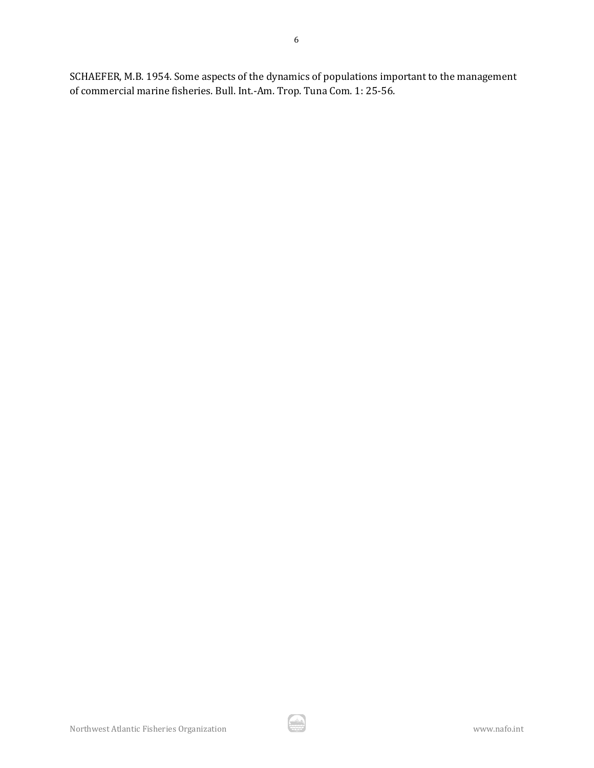SCHAEFER, M.B. 1954. Some aspects of the dynamics of populations important to the management of commercial marine fisheries. Bull. Int.-Am. Trop. Tuna Com. 1: 25-56.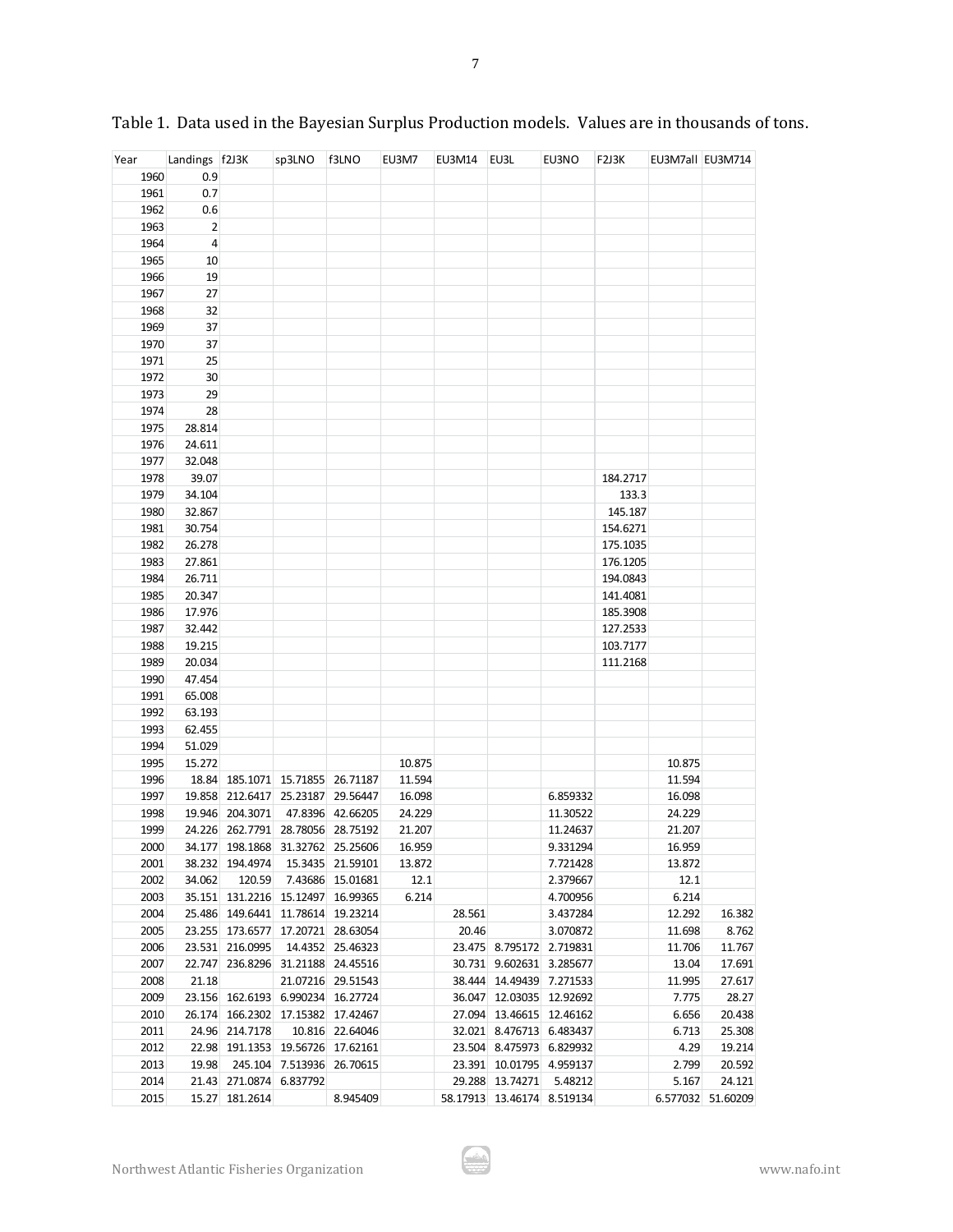Table 1. Data used in the Bayesian Surplus Production models. Values are in thousands of tons.

| Year | Landings | f2J3K | sp3LNO | f3LNO | EU3M7 | EU3M14 | EU3L | EU3NO | F2J3K | EU3M7all | EU3M714 |
|---|---|---|---|---|---|---|---|---|---|---|---|
| 1960 | 0.9 | | | | | | | | | | |
| 1961 | 0.7 | | | | | | | | | | |
| 1962 | 0.6 | | | | | | | | | | |
| 1963 | 2 | | | | | | | | | | |
| 1964 | 4 | | | | | | | | | | |
| 1965 | 10 | | | | | | | | | | |
| 1966 | 19 | | | | | | | | | | |
| 1967 | 27 | | | | | | | | | | |
| 1968 | 32 | | | | | | | | | | |
| 1969 | 37 | | | | | | | | | | |
| 1970 | 37 | | | | | | | | | | |
| 1971 | 25 | | | | | | | | | | |
| 1972 | 30 | | | | | | | | | | |
| 1973 | 29 | | | | | | | | | | |
| 1974 | 28 | | | | | | | | | | |
| 1975 | 28.814 | | | | | | | | | | |
| 1976 | 24.611 | | | | | | | | | | |
| 1977 | 32.048 | | | | | | | | | | |
| 1978 | 39.07 | | | | | | | | 184.2717 | | |
| 1979 | 34.104 | | | | | | | | 133.3 | | |
| 1980 | 32.867 | | | | | | | | 145.187 | | |
| 1981 | 30.754 | | | | | | | | 154.6271 | | |
| 1982 | 26.278 | | | | | | | | 175.1035 | | |
| 1983 | 27.861 | | | | | | | | 176.1205 | | |
| 1984 | 26.711 | | | | | | | | 194.0843 | | |
| 1985 | 20.347 | | | | | | | | 141.4081 | | |
| 1986 | 17.976 | | | | | | | | 185.3908 | | |
| 1987 | 32.442 | | | | | | | | 127.2533 | | |
| 1988 | 19.215 | | | | | | | | 103.7177 | | |
| 1989 | 20.034 | | | | | | | | 111.2168 | | |
| 1990 | 47.454 | | | | | | | | | | |
| 1991 | 65.008 | | | | | | | | | | |
| 1992 | 63.193 | | | | | | | | | | |
| 1993 | 62.455 | | | | | | | | | | |
| 1994 | 51.029 | | | | | | | | | | |
| 1995 | 15.272 | | | | 10.875 | | | | | 10.875 | |
| 1996 | 18.84 | 185.1071 | 15.71855 | 26.71187 | 11.594 | | | | | 11.594 | |
| 1997 | 19.858 | 212.6417 | 25.23187 | 29.56447 | 16.098 | | | 6.859332 | | 16.098 | |
| 1998 | 19.946 | 204.3071 | 47.8396 | 42.66205 | 24.229 | | | 11.30522 | | 24.229 | |
| 1999 | 24.226 | 262.7791 | 28.78056 | 28.75192 | 21.207 | | | 11.24637 | | 21.207 | |
| 2000 | 34.177 | 198.1868 | 31.32762 | 25.25606 | 16.959 | | | 9.331294 | | 16.959 | |
| 2001 | 38.232 | 194.4974 | 15.3435 | 21.59101 | 13.872 | | | 7.721428 | | 13.872 | |
| 2002 | 34.062 | 120.59 | 7.43686 | 15.01681 | 12.1 | | | 2.379667 | | 12.1 | |
| 2003 | 35.151 | 131.2216 | 15.12497 | 16.99365 | 6.214 | | | 4.700956 | | 6.214 | |
| 2004 | 25.486 | 149.6441 | 11.78614 | 19.23214 | | 28.561 | | 3.437284 | | 12.292 | 16.382 |
| 2005 | 23.255 | 173.6577 | 17.20721 | 28.63054 | | 20.46 | | 3.070872 | | 11.698 | 8.762 |
| 2006 | 23.531 | 216.0995 | 14.4352 | 25.46323 | | 23.475 | 8.795172 | 2.719831 | | 11.706 | 11.767 |
| 2007 | 22.747 | 236.8296 | 31.21188 | 24.45516 | | 30.731 | 9.602631 | 3.285677 | | 13.04 | 17.691 |
| 2008 | 21.18 | | 21.07216 | 29.51543 | | 38.444 | 14.49439 | 7.271533 | | 11.995 | 27.617 |
| 2009 | 23.156 | 162.6193 | 6.990234 | 16.27724 | | 36.047 | 12.03035 | 12.92692 | | 7.775 | 28.27 |
| 2010 | 26.174 | 166.2302 | 17.15382 | 17.42467 | | 27.094 | 13.46615 | 12.46162 | | 6.656 | 20.438 |
| 2011 | 24.96 | 214.7178 | 10.816 | 22.64046 | | 32.021 | 8.476713 | 6.483437 | | 6.713 | 25.308 |
| 2012 | 22.98 | 191.1353 | 19.56726 | 17.62161 | | 23.504 | 8.475973 | 6.829932 | | 4.29 | 19.214 |
| 2013 | 19.98 | 245.104 | 7.513936 | 26.70615 | | 23.391 | 10.01795 | 4.959137 | | 2.799 | 20.592 |
| 2014 | 21.43 | 271.0874 | 6.837792 | | | 29.288 | 13.74271 | 5.48212 | | 5.167 | 24.121 |
| 2015 | 15.27 | 181.2614 | | 8.945409 | | 58.17913 | 13.46174 | 8.519134 | | 6.577032 | 51.60209 |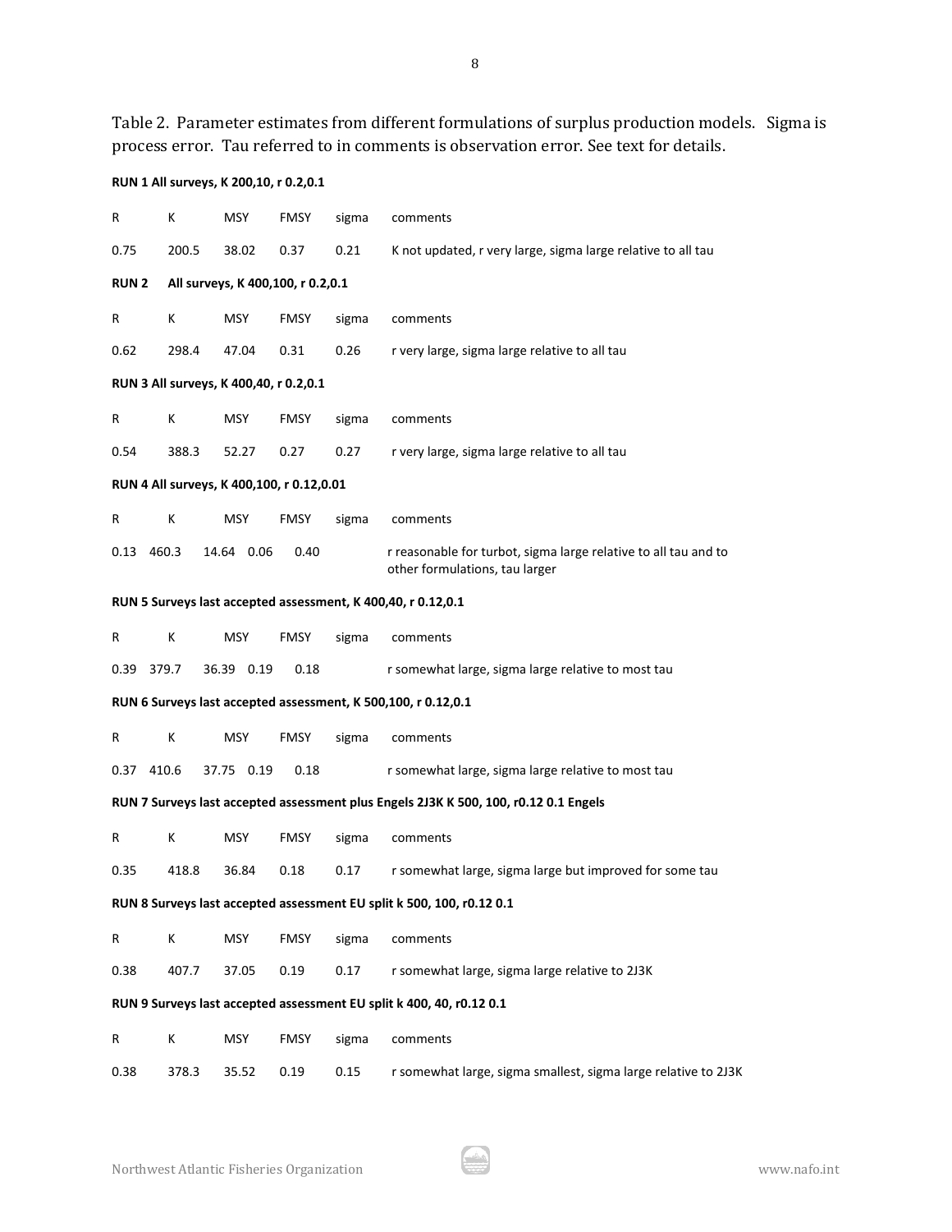Table 2. Parameter estimates from different formulations of surplus production models. Sigma is process error. Tau referred to in comments is observation error. See text for details.

**RUN 1 All surveys, K 200,10, r 0.2,0.1**

| R | K | MSY | FMSY | sigma | comments |
|---|---|---|---|---|---|
| 0.75 | 200.5 | 38.02 | 0.37 | 0.21 | K not updated, r very large, sigma large relative to all tau |

**RUN 2 All surveys, K 400,100, r 0.2,0.1**

| R | K | MSY | FMSY | sigma | comments |
|---|---|---|---|---|---|
| 0.62 | 298.4 | 47.04 | 0.31 | 0.26 | r very large, sigma large relative to all tau |

**RUN 3 All surveys, K 400,40, r 0.2,0.1**

| R | K | MSY | FMSY | sigma | comments |
|---|---|---|---|---|---|
| 0.54 | 388.3 | 52.27 | 0.27 | 0.27 | r very large, sigma large relative to all tau |

**RUN 4 All surveys, K 400,100, r 0.12,0.01**

| R | K | MSY | FMSY | sigma | comments |
|---|---|---|---|---|---|
| 0.13 | 460.3 | 14.64 | 0.06 | 0.40 | r reasonable for turbot, sigma large relative to all tau and to other formulations, tau larger |

**RUN 5 Surveys last accepted assessment, K 400,40, r 0.12,0.1**

| R | K | MSY | FMSY | sigma | comments |
|---|---|---|---|---|---|
| 0.39 | 379.7 | 36.39 | 0.19 | 0.18 | r somewhat large, sigma large relative to most tau |

**RUN 6 Surveys last accepted assessment, K 500,100, r 0.12,0.1**

| R | K | MSY | FMSY | sigma | comments |
|---|---|---|---|---|---|
| 0.37 | 410.6 | 37.75 | 0.19 | 0.18 | r somewhat large, sigma large relative to most tau |

**RUN 7 Surveys last accepted assessment plus Engels 2J3K K 500, 100, r0.12 0.1 Engels**

| R | K | MSY | FMSY | sigma | comments |
|---|---|---|---|---|---|
| 0.35 | 418.8 | 36.84 | 0.18 | 0.17 | r somewhat large, sigma large but improved for some tau |

**RUN 8 Surveys last accepted assessment EU split k 500, 100, r0.12 0.1**

| R | K | MSY | FMSY | sigma | comments |
|---|---|---|---|---|---|
| 0.38 | 407.7 | 37.05 | 0.19 | 0.17 | r somewhat large, sigma large relative to 2J3K |

**RUN 9 Surveys last accepted assessment EU split k 400, 40, r0.12 0.1**

| R | K | MSY | FMSY | sigma | comments |
|---|---|---|---|---|---|
| 0.38 | 378.3 | 35.52 | 0.19 | 0.15 | r somewhat large, sigma smallest, sigma large relative to 2J3K |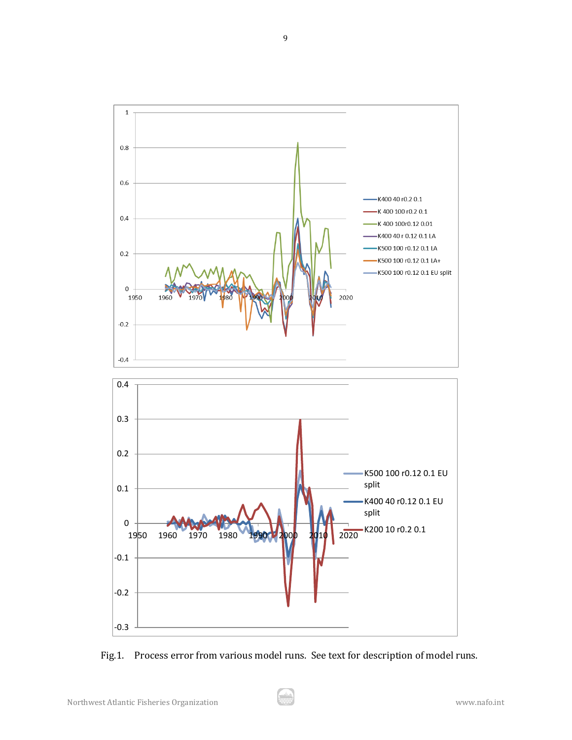Fig.1. Process error from various model runs. See text for description of model runs.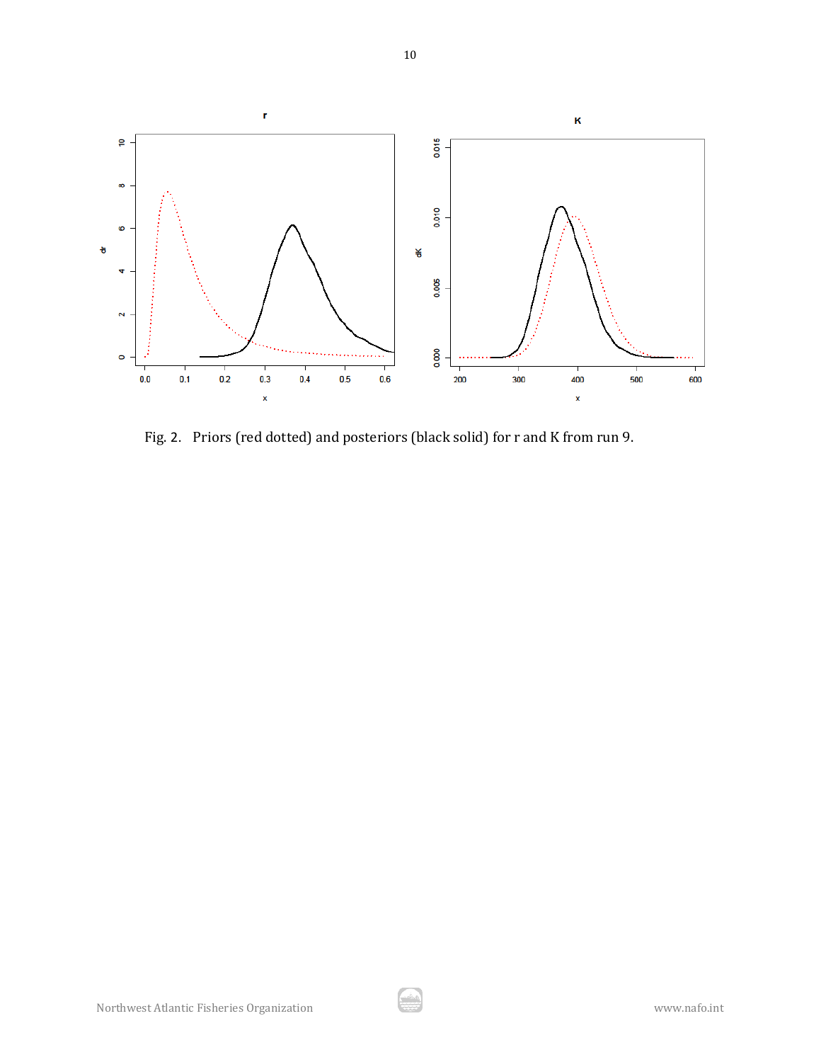Fig. 2. Priors (red dotted) and posteriors (black solid) for r and K from run 9.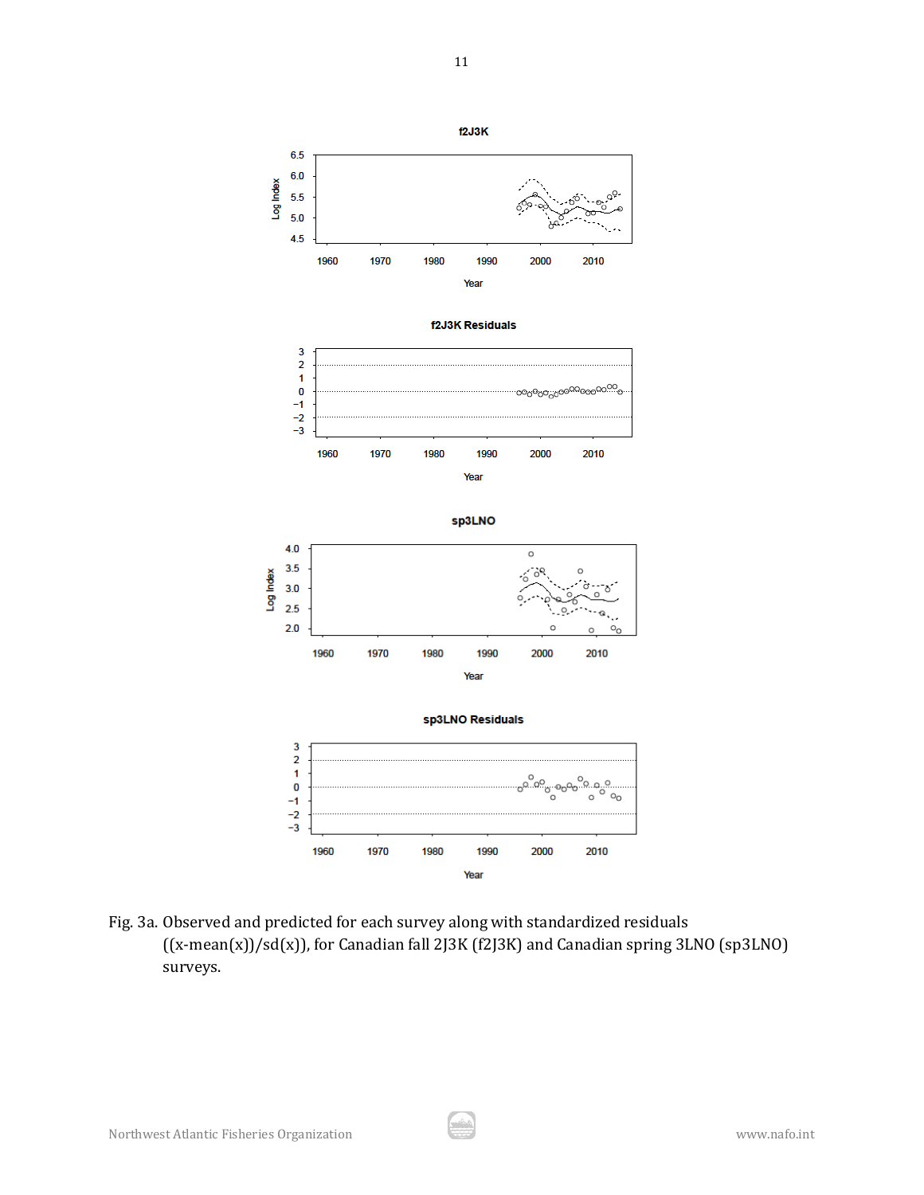Fig. 3a. Observed and predicted for each survey along with standardized residuals ((x-mean(x))/sd(x)), for Canadian fall 2J3K (f2J3K) and Canadian spring 3LNO (sp3LNO) surveys.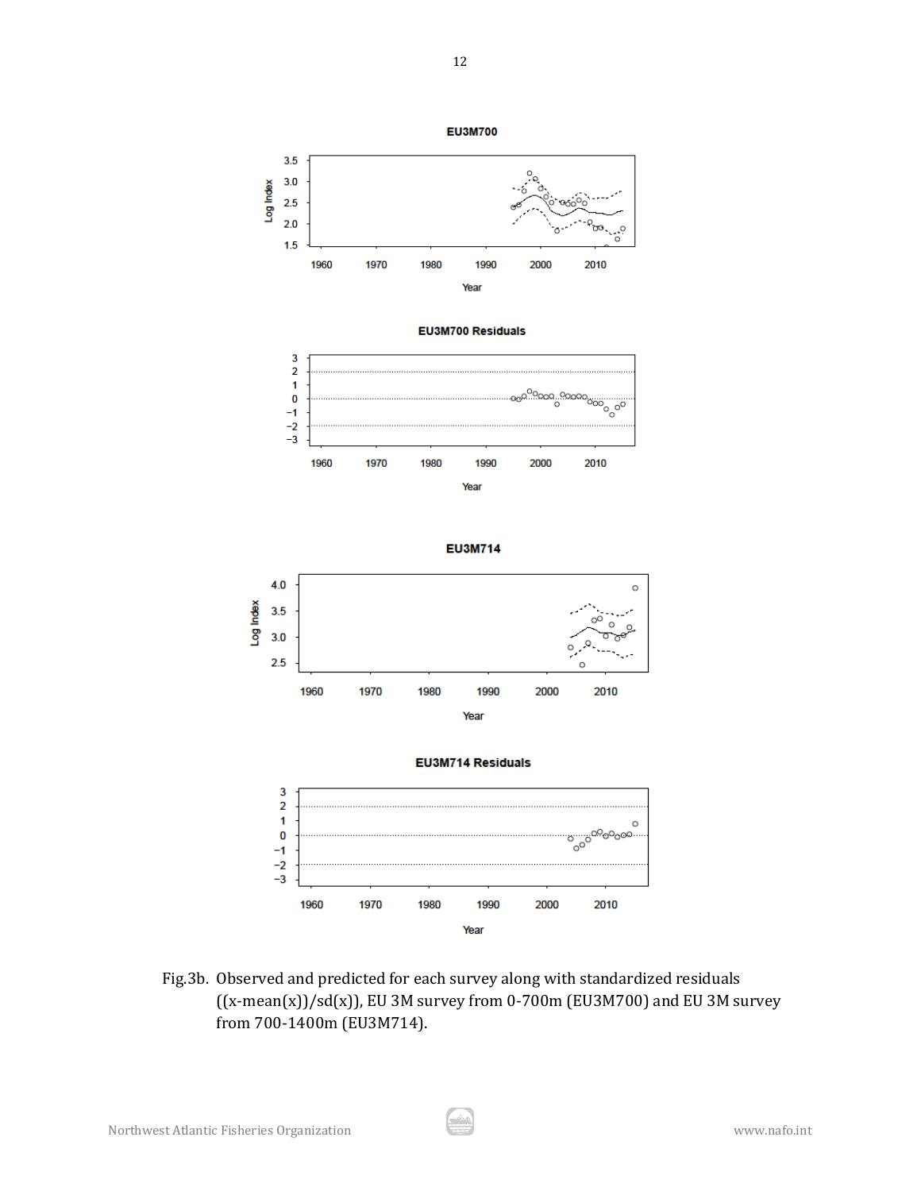Fig.3b. Observed and predicted for each survey along with standardized residuals ((x-mean(x))/sd(x)), EU 3M survey from 0-700m (EU3M700) and EU 3M survey from 700-1400m (EU3M714).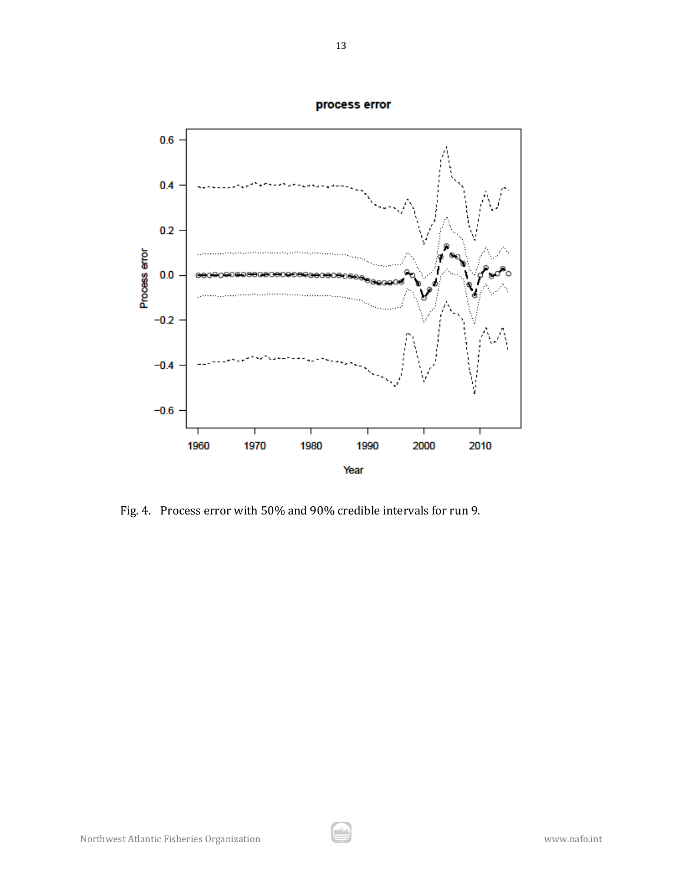Fig. 4. Process error with 50% and 90% credible intervals for run 9.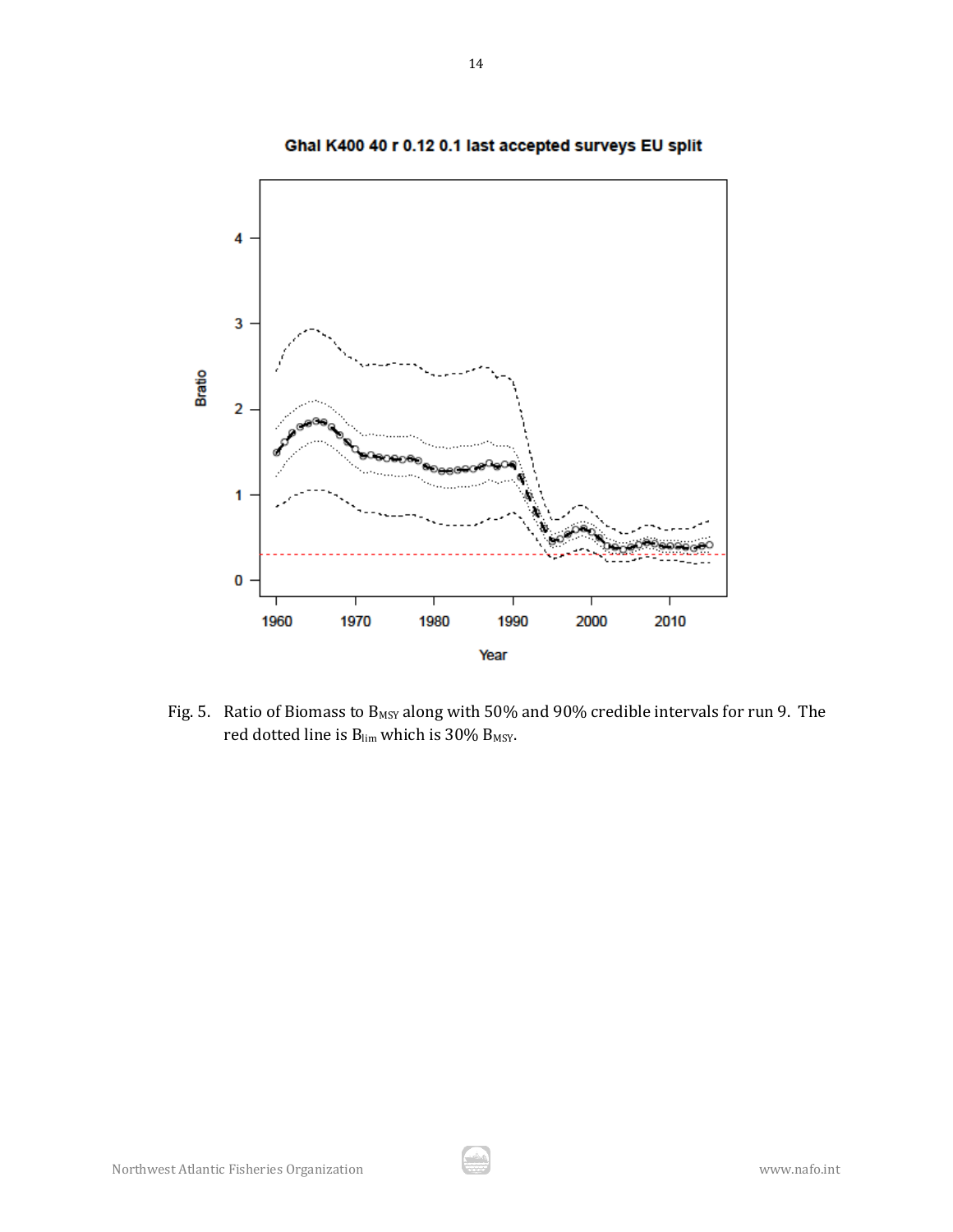Fig. 5. Ratio of Biomass to $B_{MSY}$ along with 50% and 90% credible intervals for run 9. The red dotted line is $B_{lim}$ which is 30% $B_{MSY}$.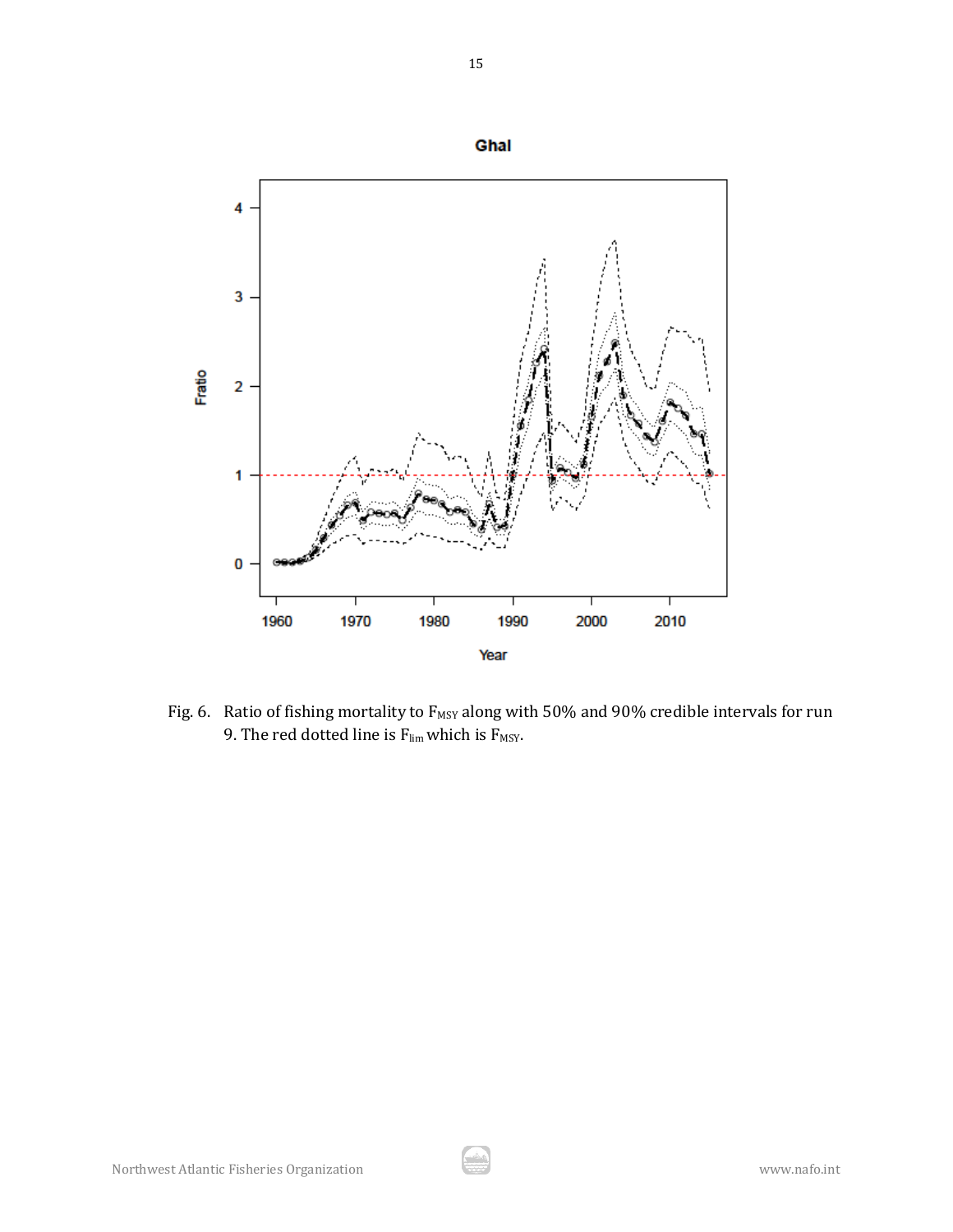Fig. 6. Ratio of fishing mortality to $F_{MSY}$ along with 50% and 90% credible intervals for run 9. The red dotted line is $F_{lim}$ which is $F_{MSY}$.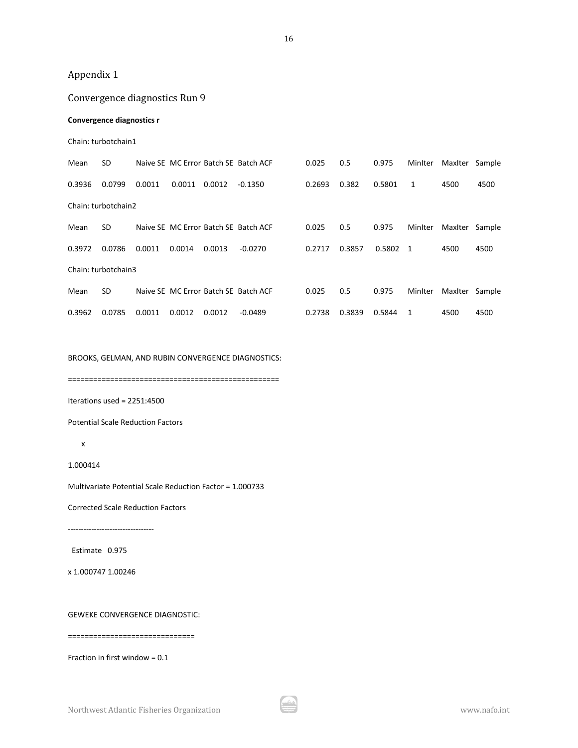# Appendix 1

## Convergence diagnostics Run 9

**Convergence diagnostics r**

Chain: turbotchain1

| Mean | SD | Naive SE | MC Error | Batch SE | Batch ACF | 0.025 | 0.5 | 0.975 | MinIter | MaxIter | Sample |
|---|---|---|---|---|---|---|---|---|---|---|---|
| 0.3936 | 0.0799 | 0.0011 | 0.0011 | 0.0012 | -0.1350 | 0.2693 | 0.382 | 0.5801 | 1 | 4500 | 4500 |

Chain: turbotchain2

| Mean | SD | Naive SE | MC Error | Batch SE | Batch ACF | 0.025 | 0.5 | 0.975 | MinIter | MaxIter | Sample |
|---|---|---|---|---|---|---|---|---|---|---|---|
| 0.3972 | 0.0786 | 0.0011 | 0.0014 | 0.0013 | -0.0270 | 0.2717 | 0.3857 | 0.5802 | 1 | 4500 | 4500 |

Chain: turbotchain3

| Mean | SD | Naive SE | MC Error | Batch SE | Batch ACF | 0.025 | 0.5 | 0.975 | MinIter | MaxIter | Sample |
|---|---|---|---|---|---|---|---|---|---|---|---|
| 0.3962 | 0.0785 | 0.0011 | 0.0012 | 0.0012 | -0.0489 | 0.2738 | 0.3839 | 0.5844 | 1 | 4500 | 4500 |

BROOKS, GELMAN, AND RUBIN CONVERGENCE DIAGNOSTICS:

================================================

Iterations used = 2251:4500

Potential Scale Reduction Factors

x

1.000414

Multivariate Potential Scale Reduction Factor = 1.000733

Corrected Scale Reduction Factors

---------------------------------

Estimate 0.975

x 1.000747 1.00246

GEWEKE CONVERGENCE DIAGNOSTIC:

=============================

Fraction in first window = 0.1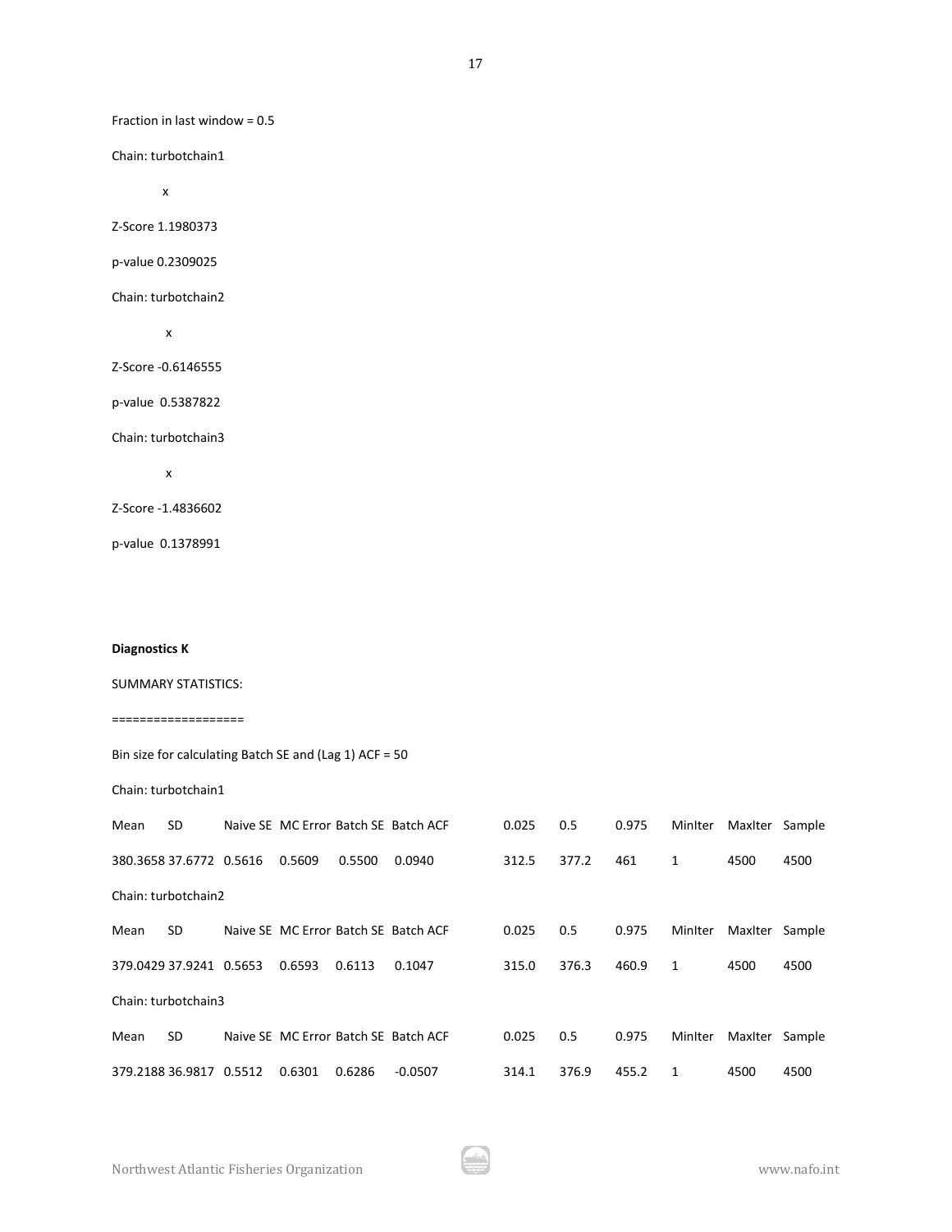Fraction in last window = 0.5

Chain: turbotchain1

x

Z-Score 1.1980373

p-value 0.2309025

Chain: turbotchain2

x

Z-Score -0.6146555

p-value 0.5387822

Chain: turbotchain3

x

Z-Score -1.4836602

p-value 0.1378991

**Diagnostics K**

SUMMARY STATISTICS:

===================

Bin size for calculating Batch SE and (Lag 1) ACF = 50

Chain: turbotchain1

| Mean | SD | Naive SE | MC Error | Batch SE | Batch ACF | 0.025 | 0.5 | 0.975 | MinIter | MaxIter | Sample |
|---|---|---|---|---|---|---|---|---|---|---|---|
| 380.3658 | 37.6772 | 0.5616 | 0.5609 | 0.5500 | 0.0940 | 312.5 | 377.2 | 461 | 1 | 4500 | 4500 |

Chain: turbotchain2

| Mean | SD | Naive SE | MC Error | Batch SE | Batch ACF | 0.025 | 0.5 | 0.975 | MinIter | MaxIter | Sample |
|---|---|---|---|---|---|---|---|---|---|---|---|
| 379.0429 | 37.9241 | 0.5653 | 0.6593 | 0.6113 | 0.1047 | 315.0 | 376.3 | 460.9 | 1 | 4500 | 4500 |

Chain: turbotchain3

| Mean | SD | Naive SE | MC Error | Batch SE | Batch ACF | 0.025 | 0.5 | 0.975 | MinIter | MaxIter | Sample |
|---|---|---|---|---|---|---|---|---|---|---|---|
| 379.2188 | 36.9817 | 0.5512 | 0.6301 | 0.6286 | -0.0507 | 314.1 | 376.9 | 455.2 | 1 | 4500 | 4500 |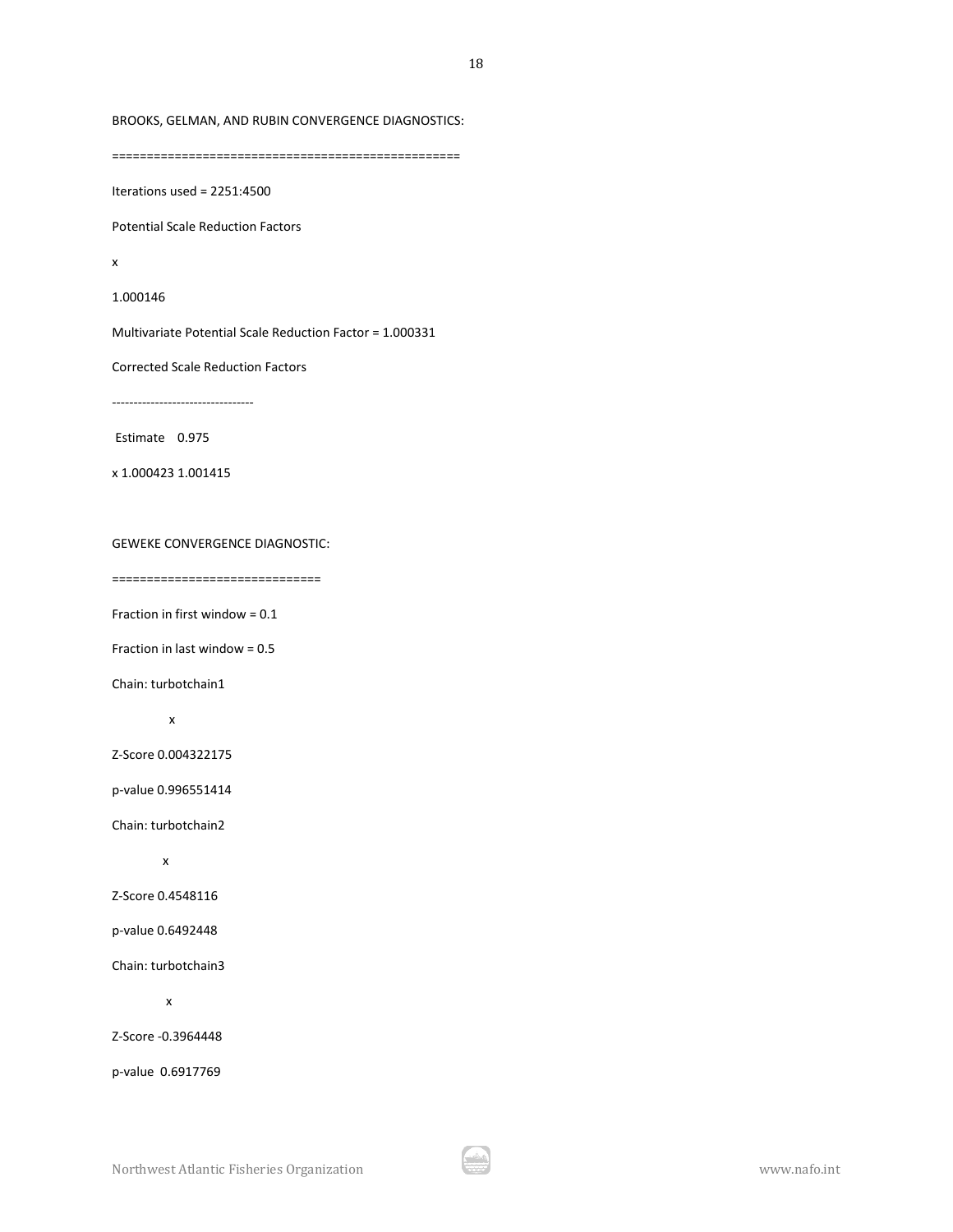BROOKS, GELMAN, AND RUBIN CONVERGENCE DIAGNOSTICS:

```
=================================================

Iterations used = 2251:4500

Potential Scale Reduction Factors

x

1.000146

Multivariate Potential Scale Reduction Factor = 1.000331

Corrected Scale Reduction Factors

---------------------------------

 Estimate    0.975

x 1.000423 1.001415
```

GEWEKE CONVERGENCE DIAGNOSTIC:

```
=============================

Fraction in first window = 0.1

Fraction in last window = 0.5

Chain: turbotchain1

              x

Z-Score 0.004322175

p-value 0.996551414

Chain: turbotchain2

             x

Z-Score 0.4548116

p-value 0.6492448

Chain: turbotchain3

              x

Z-Score -0.3964448

p-value  0.6917769
```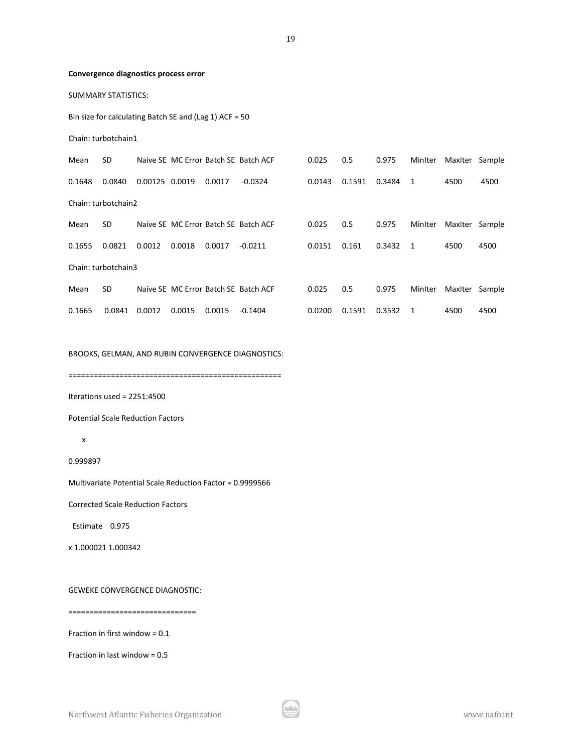**Convergence diagnostics process error**

SUMMARY STATISTICS:

Bin size for calculating Batch SE and (Lag 1) ACF = 50

Chain: turbotchain1

| Mean | SD | Naive SE | MC Error | Batch SE | Batch ACF | 0.025 | 0.5 | 0.975 | MinIter | MaxIter | Sample |
|---|---|---|---|---|---|---|---|---|---|---|---|
| 0.1648 | 0.0840 | 0.00125 | 0.0019 | 0.0017 | -0.0324 | 0.0143 | 0.1591 | 0.3484 | 1 | 4500 | 4500 |

Chain: turbotchain2

| Mean | SD | Naive SE | MC Error | Batch SE | Batch ACF | 0.025 | 0.5 | 0.975 | MinIter | MaxIter | Sample |
|---|---|---|---|---|---|---|---|---|---|---|---|
| 0.1655 | 0.0821 | 0.0012 | 0.0018 | 0.0017 | -0.0211 | 0.0151 | 0.161 | 0.3432 | 1 | 4500 | 4500 |

Chain: turbotchain3

| Mean | SD | Naive SE | MC Error | Batch SE | Batch ACF | 0.025 | 0.5 | 0.975 | MinIter | MaxIter | Sample |
|---|---|---|---|---|---|---|---|---|---|---|---|
| 0.1665 | 0.0841 | 0.0012 | 0.0015 | 0.0015 | -0.1404 | 0.0200 | 0.1591 | 0.3532 | 1 | 4500 | 4500 |

BROOKS, GELMAN, AND RUBIN CONVERGENCE DIAGNOSTICS:

================================================

Iterations used = 2251:4500

Potential Scale Reduction Factors

x

0.999897

Multivariate Potential Scale Reduction Factor = 0.9999566

Corrected Scale Reduction Factors

Estimate 0.975

x 1.000021 1.000342

GEWEKE CONVERGENCE DIAGNOSTIC:

============================

Fraction in first window = 0.1

Fraction in last window = 0.5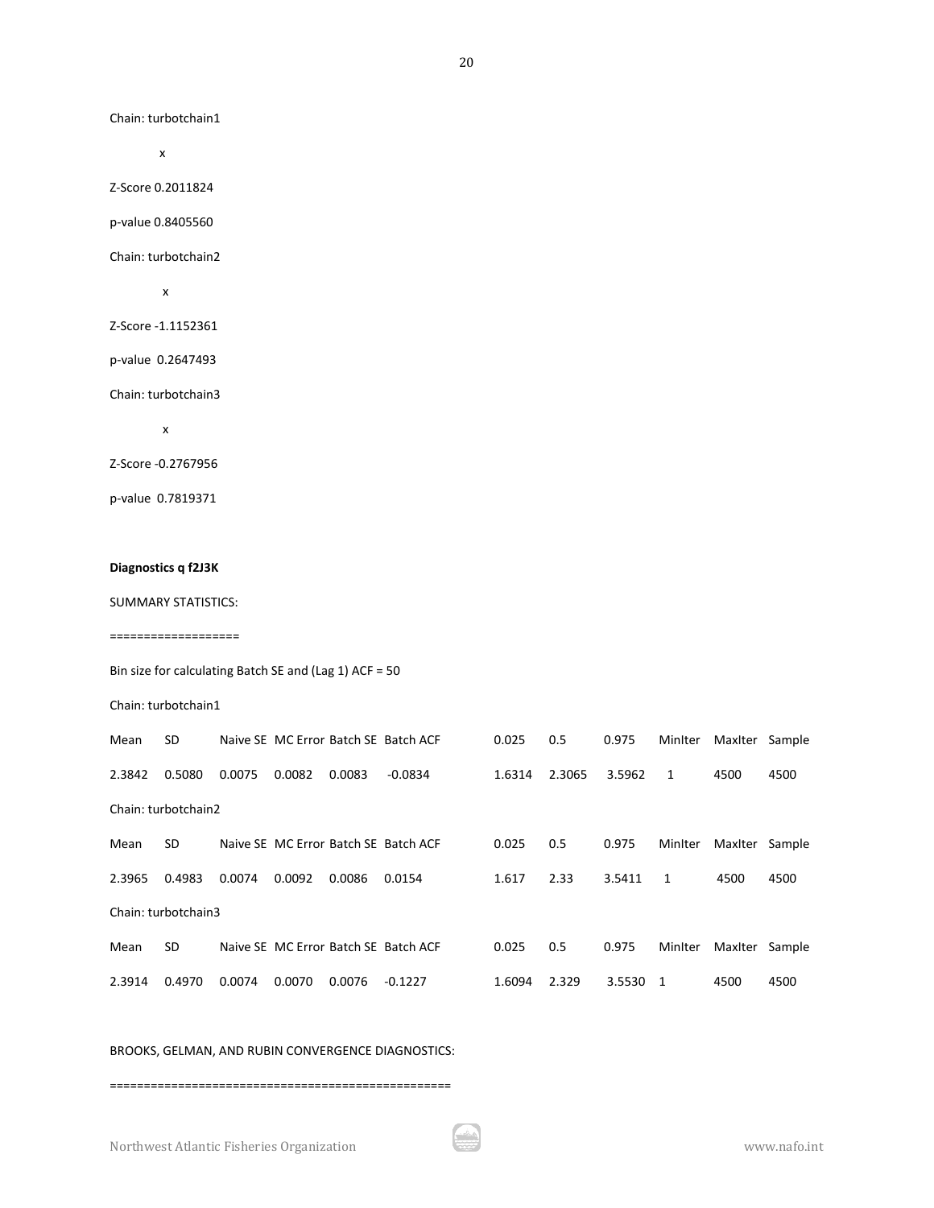Chain: turbotchain1

x

Z-Score 0.2011824

p-value 0.8405560

Chain: turbotchain2

x

Z-Score -1.1152361

p-value 0.2647493

Chain: turbotchain3

x

Z-Score -0.2767956

p-value 0.7819371

**Diagnostics q f2J3K**

SUMMARY STATISTICS:

==================

Bin size for calculating Batch SE and (Lag 1) ACF = 50

Chain: turbotchain1

| Mean | SD | Naive SE | MC Error | Batch SE | Batch ACF | 0.025 | 0.5 | 0.975 | MinIter | MaxIter | Sample |
|---|---|---|---|---|---|---|---|---|---|---|---|
| 2.3842 | 0.5080 | 0.0075 | 0.0082 | 0.0083 | -0.0834 | 1.6314 | 2.3065 | 3.5962 | 1 | 4500 | 4500 |

Chain: turbotchain2

| Mean | SD | Naive SE | MC Error | Batch SE | Batch ACF | 0.025 | 0.5 | 0.975 | MinIter | MaxIter | Sample |
|---|---|---|---|---|---|---|---|---|---|---|---|
| 2.3965 | 0.4983 | 0.0074 | 0.0092 | 0.0086 | 0.0154 | 1.617 | 2.33 | 3.5411 | 1 | 4500 | 4500 |

Chain: turbotchain3

| Mean | SD | Naive SE | MC Error | Batch SE | Batch ACF | 0.025 | 0.5 | 0.975 | MinIter | MaxIter | Sample |
|---|---|---|---|---|---|---|---|---|---|---|---|
| 2.3914 | 0.4970 | 0.0074 | 0.0070 | 0.0076 | -0.1227 | 1.6094 | 2.329 | 3.5530 | 1 | 4500 | 4500 |

BROOKS, GELMAN, AND RUBIN CONVERGENCE DIAGNOSTICS:

================================================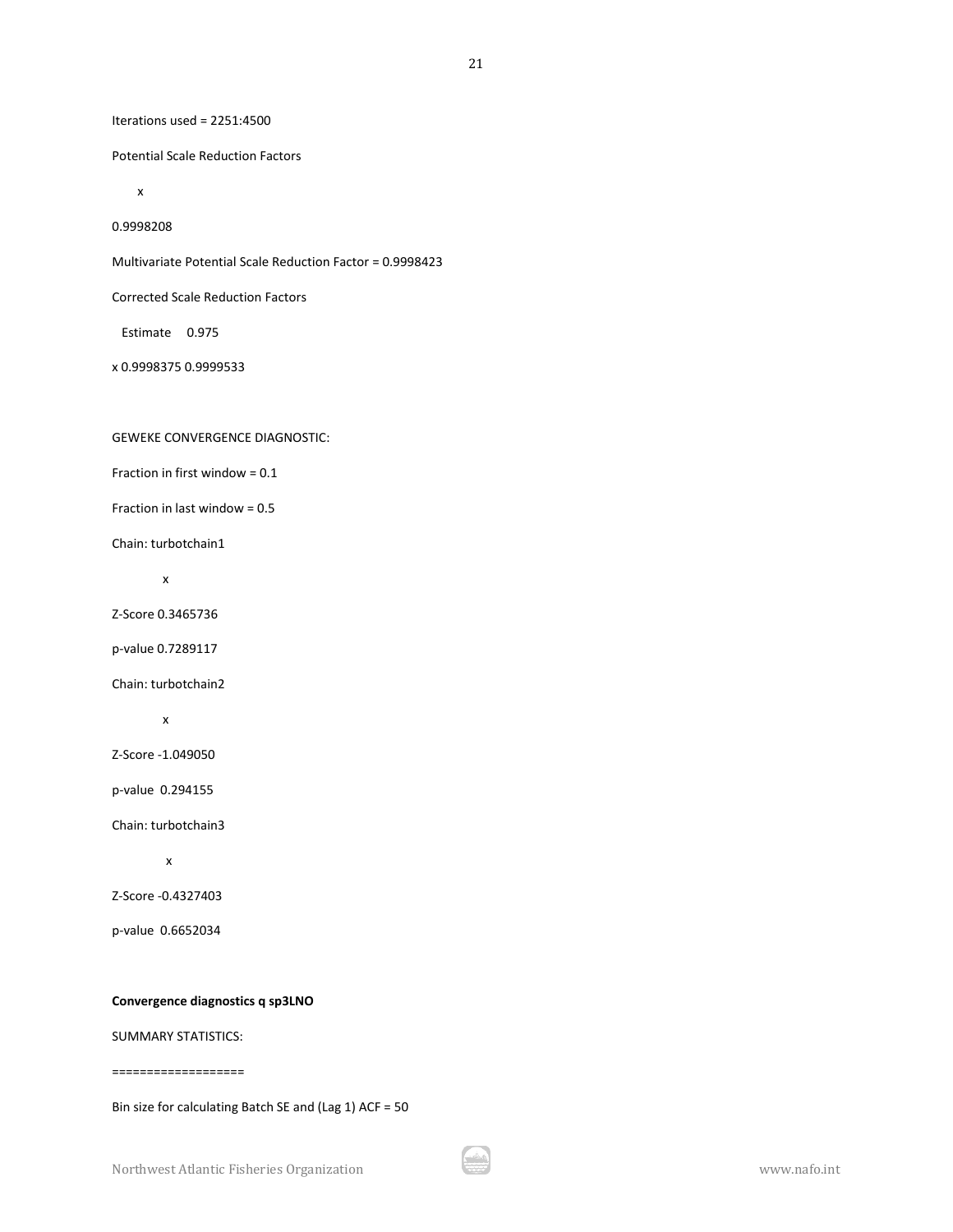Iterations used = 2251:4500

Potential Scale Reduction Factors

x

0.9998208

Multivariate Potential Scale Reduction Factor = 0.9998423

Corrected Scale Reduction Factors

Estimate 0.975

x 0.9998375 0.9999533

GEWEKE CONVERGENCE DIAGNOSTIC:

Fraction in first window = 0.1

Fraction in last window = 0.5

Chain: turbotchain1

x

Z-Score 0.3465736

p-value 0.7289117

Chain: turbotchain2

x

Z-Score -1.049050

p-value 0.294155

Chain: turbotchain3

x

Z-Score -0.4327403

p-value 0.6652034

**Convergence diagnostics q sp3LNO**

SUMMARY STATISTICS:

===================

Bin size for calculating Batch SE and (Lag 1) ACF = 50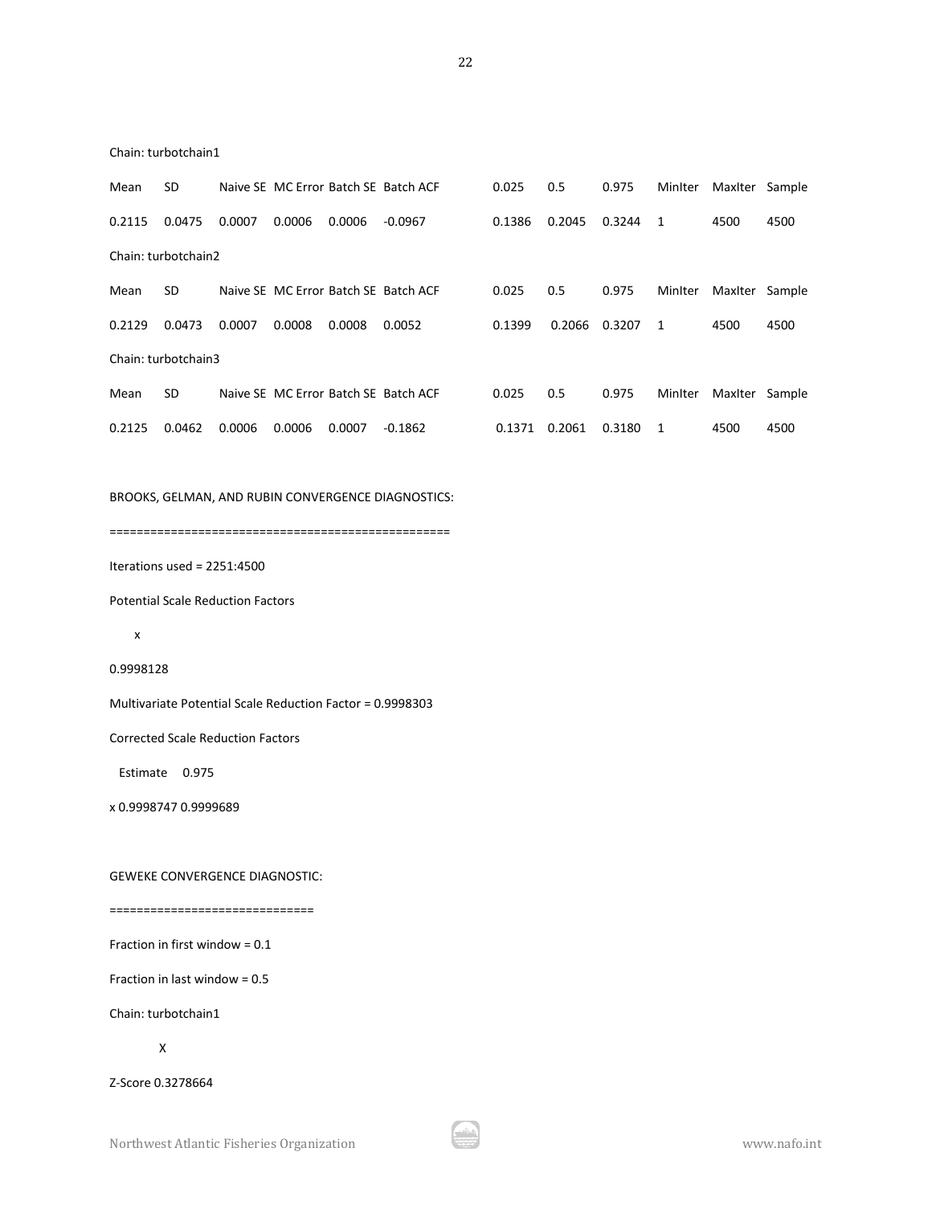Chain: turbotchain1

| Mean | SD | Naive SE | MC Error | Batch SE | Batch ACF | 0.025 | 0.5 | 0.975 | MinIter | MaxIter | Sample |
|---|---|---|---|---|---|---|---|---|---|---|---|
| 0.2115 | 0.0475 | 0.0007 | 0.0006 | 0.0006 | -0.0967 | 0.1386 | 0.2045 | 0.3244 | 1 | 4500 | 4500 |

Chain: turbotchain2

| Mean | SD | Naive SE | MC Error | Batch SE | Batch ACF | 0.025 | 0.5 | 0.975 | MinIter | MaxIter | Sample |
|---|---|---|---|---|---|---|---|---|---|---|---|
| 0.2129 | 0.0473 | 0.0007 | 0.0008 | 0.0008 | 0.0052 | 0.1399 | 0.2066 | 0.3207 | 1 | 4500 | 4500 |

Chain: turbotchain3

| Mean | SD | Naive SE | MC Error | Batch SE | Batch ACF | 0.025 | 0.5 | 0.975 | MinIter | MaxIter | Sample |
|---|---|---|---|---|---|---|---|---|---|---|---|
| 0.2125 | 0.0462 | 0.0006 | 0.0006 | 0.0007 | -0.1862 | 0.1371 | 0.2061 | 0.3180 | 1 | 4500 | 4500 |

BROOKS, GELMAN, AND RUBIN CONVERGENCE DIAGNOSTICS:

=================================================

Iterations used = 2251:4500

Potential Scale Reduction Factors

x

0.9998128

Multivariate Potential Scale Reduction Factor = 0.9998303

Corrected Scale Reduction Factors

| | Estimate | 0.975 |
|---|---|---|
| x | 0.9998747 | 0.9999689 |

GEWEKE CONVERGENCE DIAGNOSTIC:

=============================

Fraction in first window = 0.1

Fraction in last window = 0.5

Chain: turbotchain1

X

Z-Score 0.3278664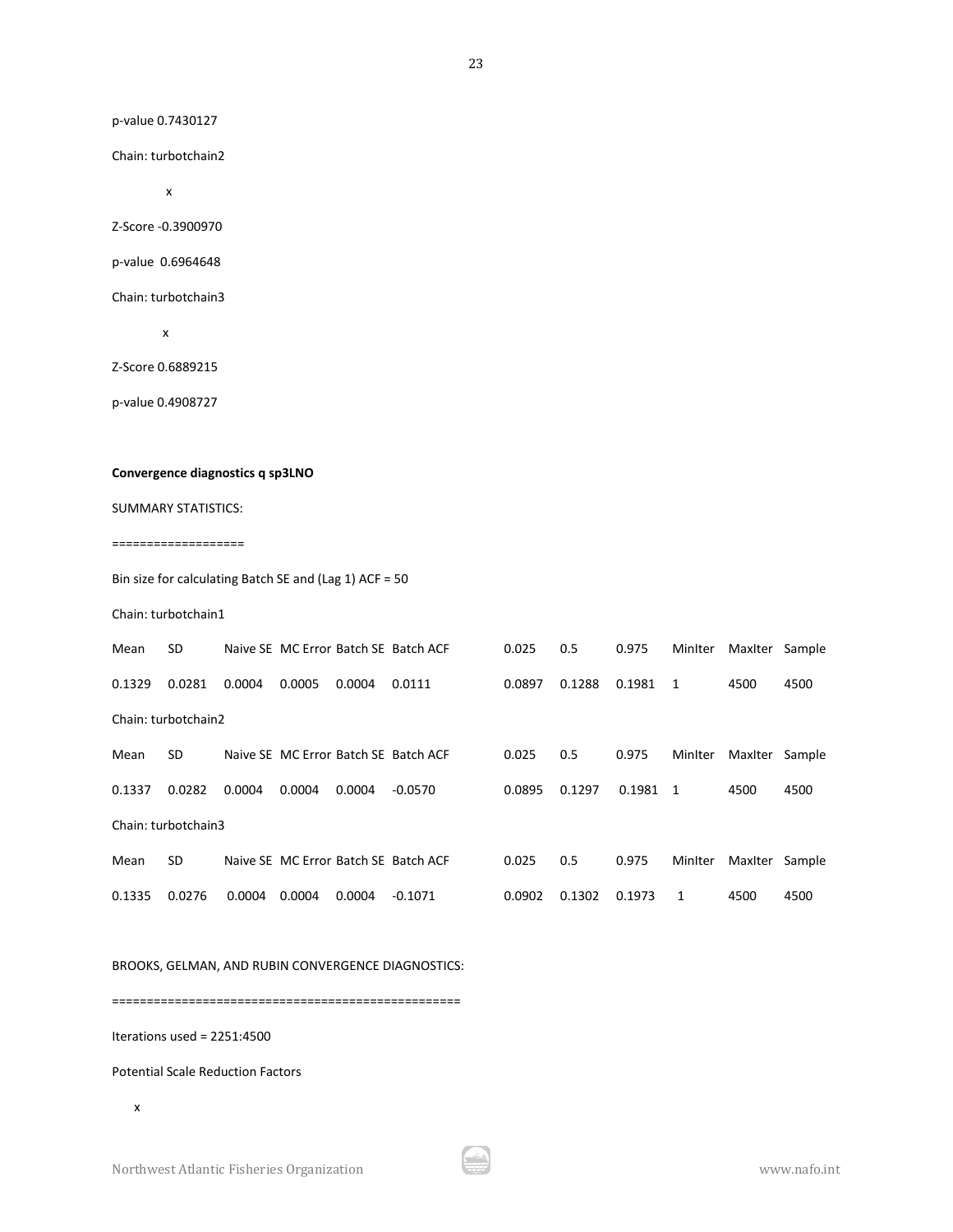p-value 0.7430127

Chain: turbotchain2

x

Z-Score -0.3900970

p-value 0.6964648

Chain: turbotchain3

x

Z-Score 0.6889215

p-value 0.4908727

**Convergence diagnostics q sp3LNO**

SUMMARY STATISTICS:

===================

Bin size for calculating Batch SE and (Lag 1) ACF = 50

Chain: turbotchain1

| Mean | SD | Naive SE | MC Error | Batch SE | Batch ACF | 0.025 | 0.5 | 0.975 | MinIter | MaxIter | Sample |
|---|---|---|---|---|---|---|---|---|---|---|---|
| 0.1329 | 0.0281 | 0.0004 | 0.0005 | 0.0004 | 0.0111 | 0.0897 | 0.1288 | 0.1981 | 1 | 4500 | 4500 |

Chain: turbotchain2

| Mean | SD | Naive SE | MC Error | Batch SE | Batch ACF | 0.025 | 0.5 | 0.975 | MinIter | MaxIter | Sample |
|---|---|---|---|---|---|---|---|---|---|---|---|
| 0.1337 | 0.0282 | 0.0004 | 0.0004 | 0.0004 | -0.0570 | 0.0895 | 0.1297 | 0.1981 | 1 | 4500 | 4500 |

Chain: turbotchain3

| Mean | SD | Naive SE | MC Error | Batch SE | Batch ACF | 0.025 | 0.5 | 0.975 | MinIter | MaxIter | Sample |
|---|---|---|---|---|---|---|---|---|---|---|---|
| 0.1335 | 0.0276 | 0.0004 | 0.0004 | 0.0004 | -0.1071 | 0.0902 | 0.1302 | 0.1973 | 1 | 4500 | 4500 |

BROOKS, GELMAN, AND RUBIN CONVERGENCE DIAGNOSTICS:

================================================

Iterations used = 2251:4500

Potential Scale Reduction Factors

x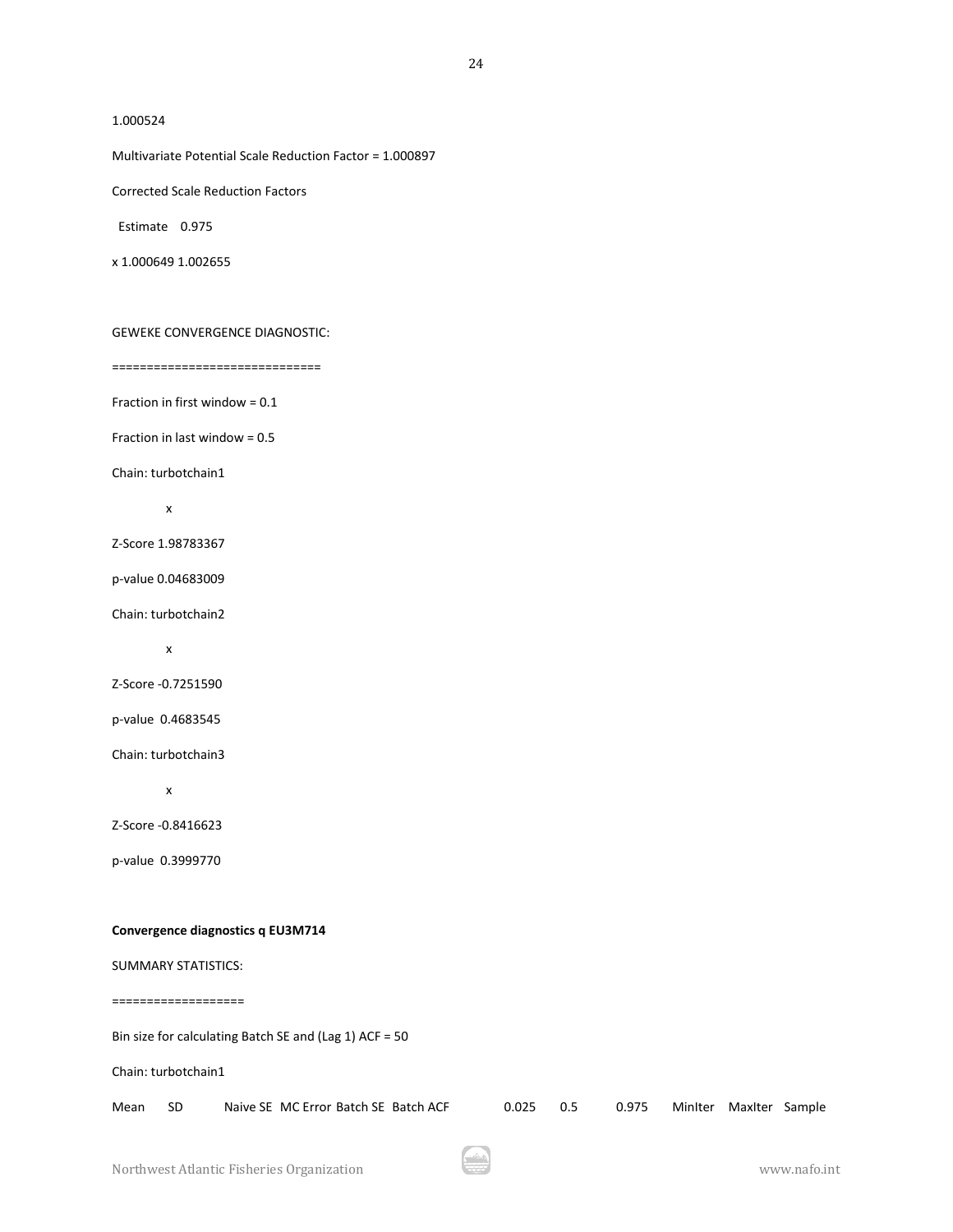1.000524

Multivariate Potential Scale Reduction Factor = 1.000897

Corrected Scale Reduction Factors

Estimate 0.975

x 1.000649 1.002655

GEWEKE CONVERGENCE DIAGNOSTIC:

=============================

Fraction in first window = 0.1

Fraction in last window = 0.5

Chain: turbotchain1

x

Z-Score 1.98783367

p-value 0.04683009

Chain: turbotchain2

x

Z-Score -0.7251590

p-value 0.4683545

Chain: turbotchain3

x

Z-Score -0.8416623

p-value 0.3999770

**Convergence diagnostics q EU3M714**

SUMMARY STATISTICS:

===================

Bin size for calculating Batch SE and (Lag 1) ACF = 50

Chain: turbotchain1

| Mean | SD | Naive SE | MC Error | Batch SE | Batch ACF | 0.025 | 0.5 | 0.975 | MinIter | MaxIter | Sample |
|---|---|---|---|---|---|---|---|---|---|---|---|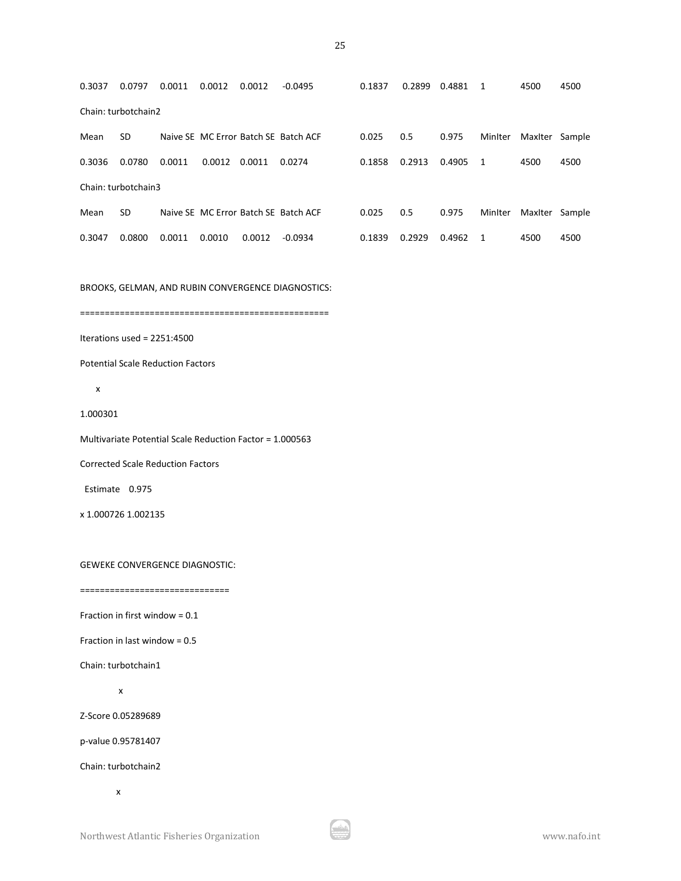| 0.3037 | 0.0797 | 0.0011 | 0.0012 | 0.0012 | -0.0495 | 0.1837 | 0.2899 | 0.4881 | 1 | 4500 | 4500 |
|---|---|---|---|---|---|---|---|---|---|---|---|

Chain: turbotchain2

| Mean | SD | Naive SE | MC Error | Batch SE | Batch ACF | 0.025 | 0.5 | 0.975 | MinIter | MaxIter | Sample |
|---|---|---|---|---|---|---|---|---|---|---|---|
| 0.3036 | 0.0780 | 0.0011 | 0.0012 | 0.0011 | 0.0274 | 0.1858 | 0.2913 | 0.4905 | 1 | 4500 | 4500 |

Chain: turbotchain3

| Mean | SD | Naive SE | MC Error | Batch SE | Batch ACF | 0.025 | 0.5 | 0.975 | MinIter | MaxIter | Sample |
|---|---|---|---|---|---|---|---|---|---|---|---|
| 0.3047 | 0.0800 | 0.0011 | 0.0010 | 0.0012 | -0.0934 | 0.1839 | 0.2929 | 0.4962 | 1 | 4500 | 4500 |

BROOKS, GELMAN, AND RUBIN CONVERGENCE DIAGNOSTICS:

=================================================

Iterations used = 2251:4500

Potential Scale Reduction Factors

x

1.000301

Multivariate Potential Scale Reduction Factor = 1.000563

Corrected Scale Reduction Factors

Estimate 0.975

x 1.000726 1.002135

GEWEKE CONVERGENCE DIAGNOSTIC:

=============================

Fraction in first window = 0.1

Fraction in last window = 0.5

Chain: turbotchain1

x

Z-Score 0.05289689

p-value 0.95781407

Chain: turbotchain2

x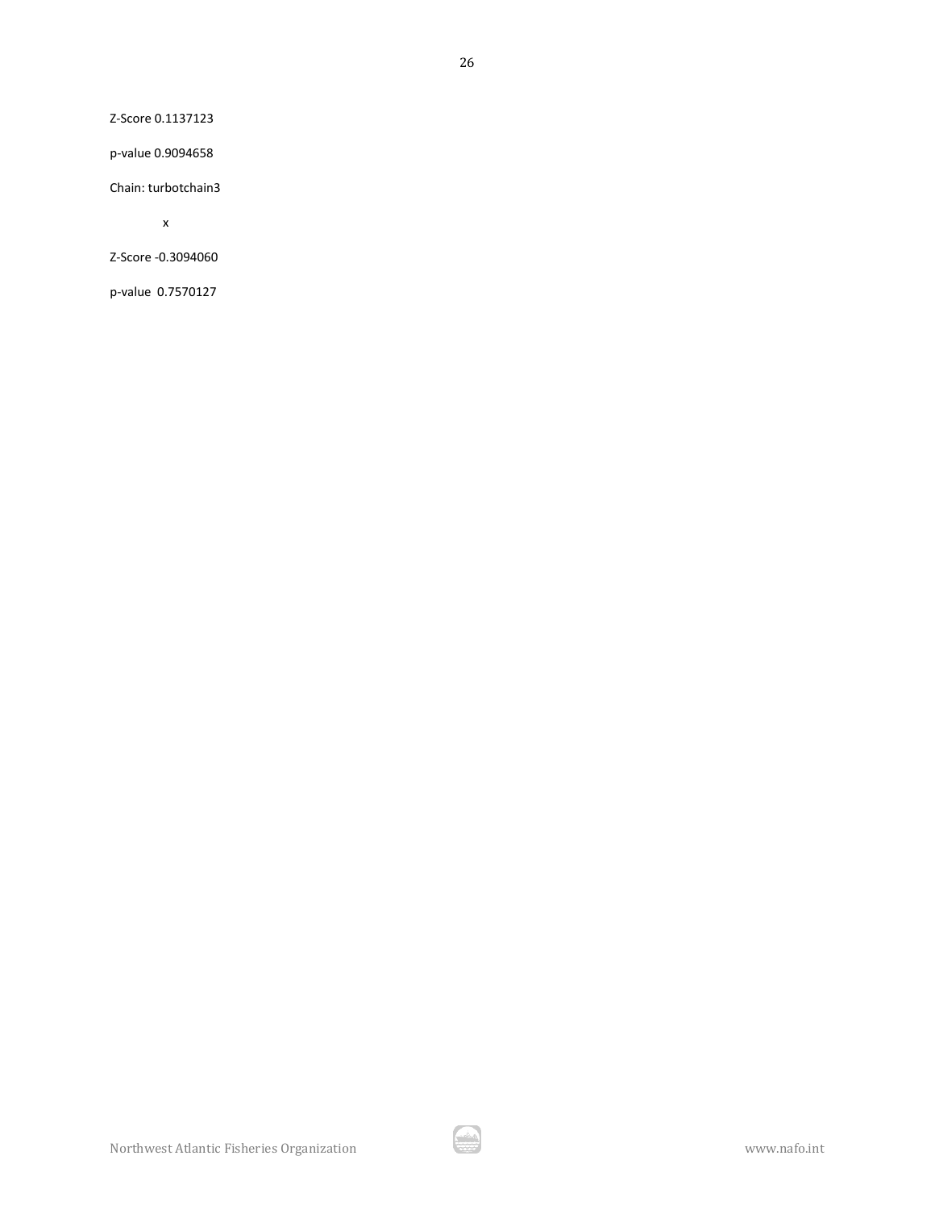Z-Score 0.1137123

p-value 0.9094658

Chain: turbotchain3

x

Z-Score -0.3094060

p-value 0.7570127